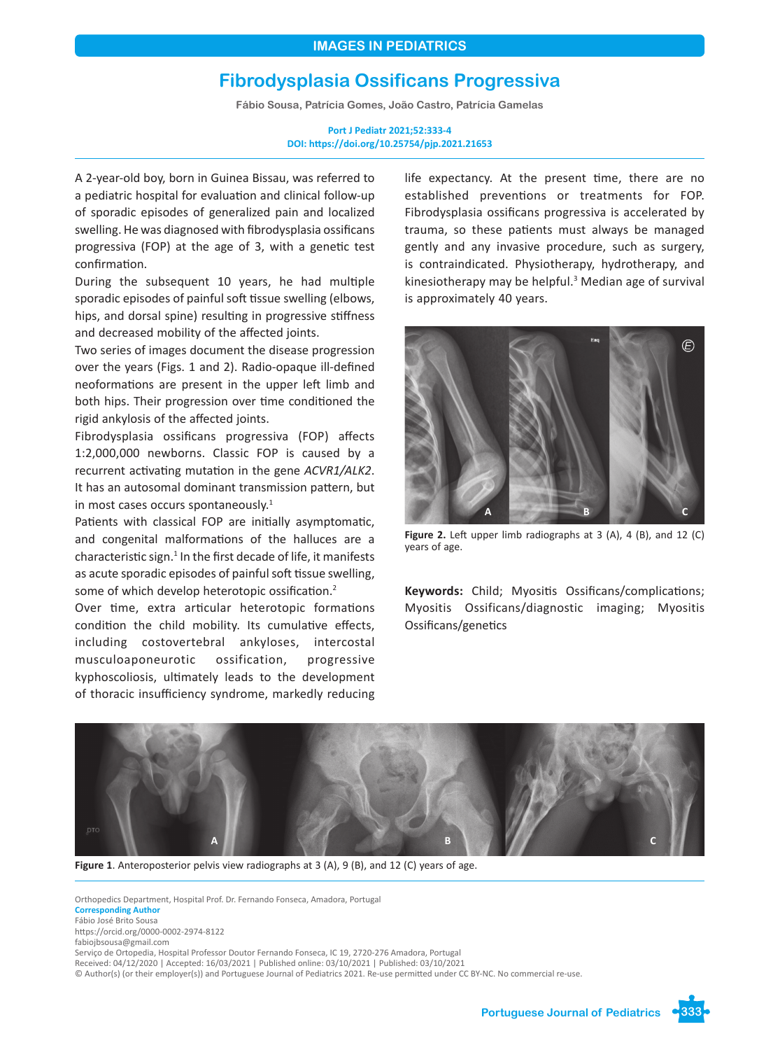IMAGES IN PEDIATRICS

# Fibrodysplasia Ossificans Progressiva

Fábio Sousa, Patrícia Gomes, João Castro, Patrícia Gamelas

Port J Pediatr 2021;52:333-4
DOI: https://doi.org/10.25754/pjp.2021.21653

A 2-year-old boy, born in Guinea Bissau, was referred to a pediatric hospital for evaluation and clinical follow-up of sporadic episodes of generalized pain and localized swelling. He was diagnosed with fibrodysplasia ossificans progressiva (FOP) at the age of 3, with a genetic test confirmation.

During the subsequent 10 years, he had multiple sporadic episodes of painful soft tissue swelling (elbows, hips, and dorsal spine) resulting in progressive stiffness and decreased mobility of the affected joints.

Two series of images document the disease progression over the years (Figs. 1 and 2). Radio-opaque ill-defined neoformations are present in the upper left limb and both hips. Their progression over time conditioned the rigid ankylosis of the affected joints.

Fibrodysplasia ossificans progressiva (FOP) affects 1:2,000,000 newborns. Classic FOP is caused by a recurrent activating mutation in the gene *ACVR1/ALK2*. It has an autosomal dominant transmission pattern, but in most cases occurs spontaneously.[1]

Patients with classical FOP are initially asymptomatic, and congenital malformations of the halluces are a characteristic sign.[1] In the first decade of life, it manifests as acute sporadic episodes of painful soft tissue swelling, some of which develop heterotopic ossification.[2]

Over time, extra articular heterotopic formations condition the child mobility. Its cumulative effects, including costovertebral ankyloses, intercostal musculoaponeurotic ossification, progressive kyphoscoliosis, ultimately leads to the development of thoracic insufficiency syndrome, markedly reducing life expectancy. At the present time, there are no established preventions or treatments for FOP. Fibrodysplasia ossificans progressiva is accelerated by trauma, so these patients must always be managed gently and any invasive procedure, such as surgery, is contraindicated. Physiotherapy, hydrotherapy, and kinesiotherapy may be helpful.[3] Median age of survival is approximately 40 years.

**Figure 2.** Left upper limb radiographs at 3 (A), 4 (B), and 12 (C) years of age.

**Keywords:** Child; Myositis Ossificans/complications; Myositis Ossificans/diagnostic imaging; Myositis Ossificans/genetics

**Figure 1**. Anteroposterior pelvis view radiographs at 3 (A), 9 (B), and 12 (C) years of age.

Orthopedics Department, Hospital Prof. Dr. Fernando Fonseca, Amadora, Portugal
**Corresponding Author**
Fábio José Brito Sousa
https://orcid.org/0000-0002-2974-8122
fabiojbsousa@gmail.com
Serviço de Ortopedia, Hospital Professor Doutor Fernando Fonseca, IC 19, 2720-276 Amadora, Portugal
Received: 04/12/2020 | Accepted: 16/03/2021 | Published online: 03/10/2021 | Published: 03/10/2021
© Author(s) (or their employer(s)) and Portuguese Journal of Pediatrics 2021. Re-use permitted under CC BY-NC. No commercial re-use.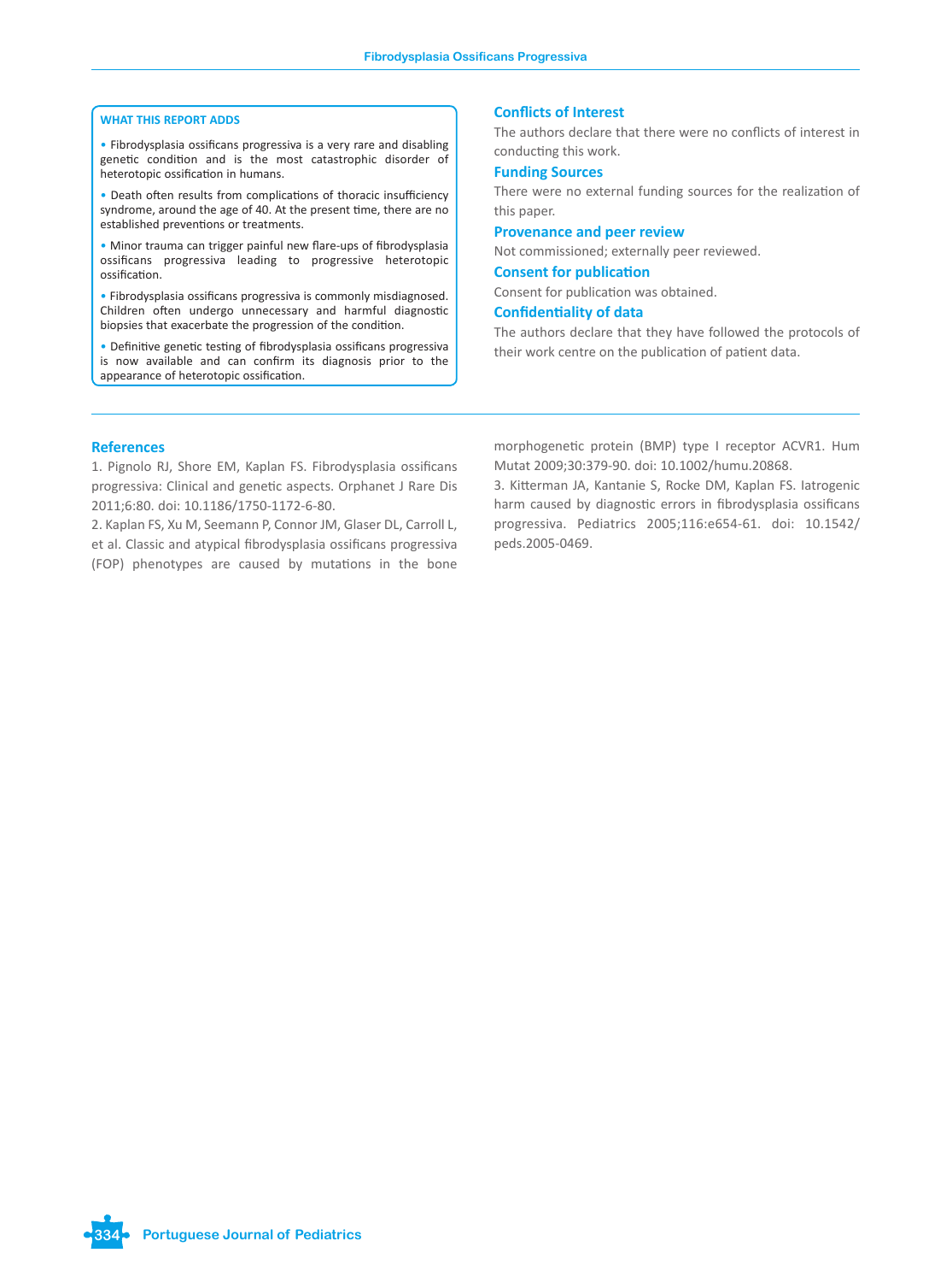**WHAT THIS REPORT ADDS**

- Fibrodysplasia ossificans progressiva is a very rare and disabling genetic condition and is the most catastrophic disorder of heterotopic ossification in humans.
- Death often results from complications of thoracic insufficiency syndrome, around the age of 40. At the present time, there are no established preventions or treatments.
- Minor trauma can trigger painful new flare-ups of fibrodysplasia ossificans progressiva leading to progressive heterotopic ossification.
- Fibrodysplasia ossificans progressiva is commonly misdiagnosed. Children often undergo unnecessary and harmful diagnostic biopsies that exacerbate the progression of the condition.
- Definitive genetic testing of fibrodysplasia ossificans progressiva is now available and can confirm its diagnosis prior to the appearance of heterotopic ossification.

## Conflicts of Interest

The authors declare that there were no conflicts of interest in conducting this work.

## Funding Sources

There were no external funding sources for the realization of this paper.

## Provenance and peer review

Not commissioned; externally peer reviewed.

## Consent for publication

Consent for publication was obtained.

## Confidentiality of data

The authors declare that they have followed the protocols of their work centre on the publication of patient data.

## References

1. Pignolo RJ, Shore EM, Kaplan FS. Fibrodysplasia ossificans progressiva: Clinical and genetic aspects. Orphanet J Rare Dis 2011;6:80. doi: 10.1186/1750-1172-6-80.
2. Kaplan FS, Xu M, Seemann P, Connor JM, Glaser DL, Carroll L, et al. Classic and atypical fibrodysplasia ossificans progressiva (FOP) phenotypes are caused by mutations in the bone morphogenetic protein (BMP) type I receptor ACVR1. Hum Mutat 2009;30:379-90. doi: 10.1002/humu.20868.
3. Kitterman JA, Kantanie S, Rocke DM, Kaplan FS. Iatrogenic harm caused by diagnostic errors in fibrodysplasia ossificans progressiva. Pediatrics 2005;116:e654-61. doi: 10.1542/peds.2005-0469.